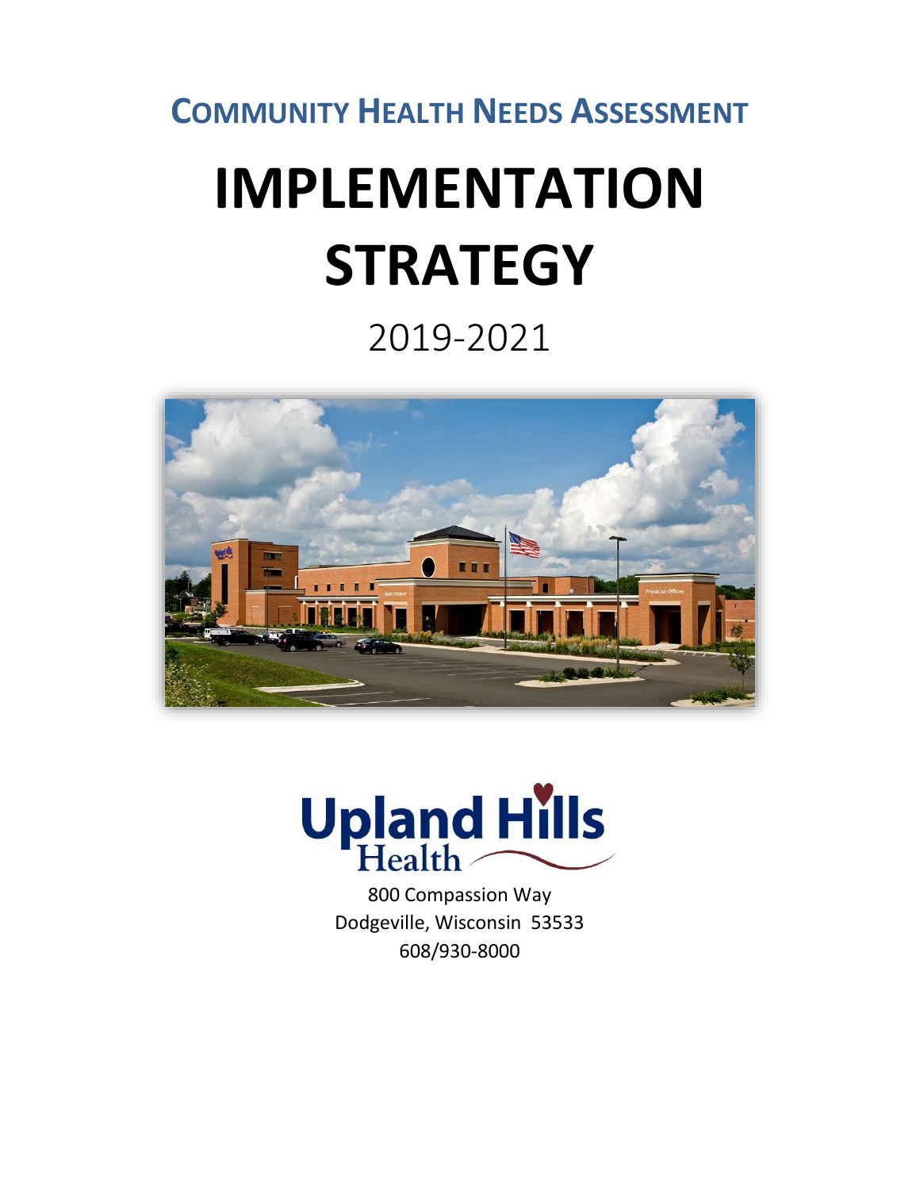## Community Health Needs Assessment

# IMPLEMENTATION STRATEGY

2019-2021

Upland Hills Health

800 Compassion Way
Dodgeville, Wisconsin 53533
608/930-8000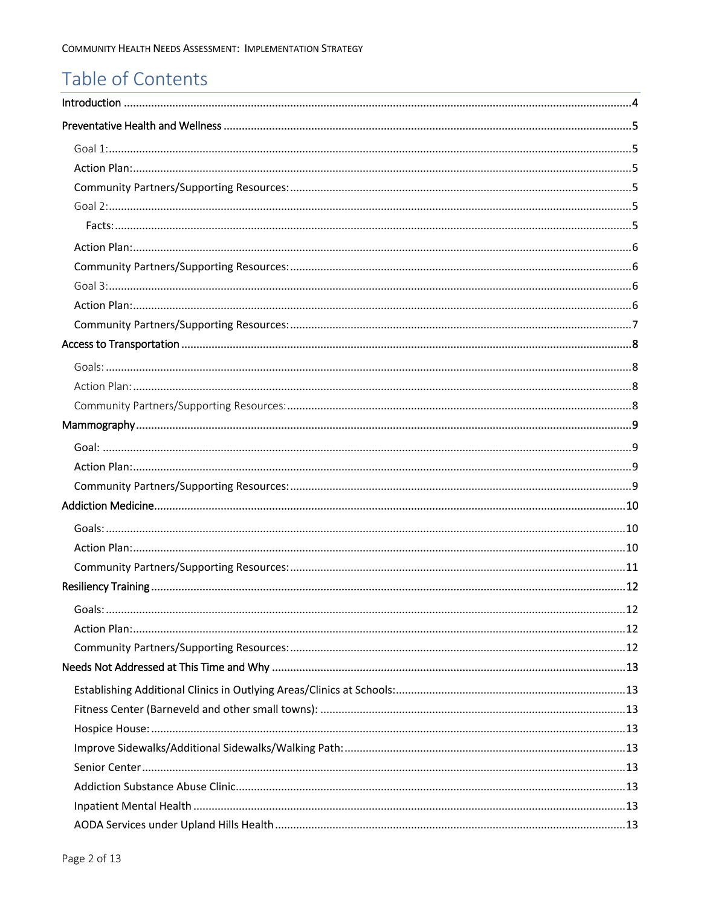# Table of Contents

Introduction ....4

Preventative Health and Wellness ....5

- Goal 1: ....5
- Action Plan: ....5
- Community Partners/Supporting Resources: ....5
- Goal 2: ....5
  - Facts: ....5
- Action Plan: ....6
- Community Partners/Supporting Resources: ....6
- Goal 3: ....6
- Action Plan: ....6
- Community Partners/Supporting Resources: ....7

Access to Transportation ....8

- Goals: ....8
- Action Plan: ....8
- Community Partners/Supporting Resources: ....8

Mammography ....9

- Goal: ....9
- Action Plan: ....9
- Community Partners/Supporting Resources: ....9

Addiction Medicine ....10

- Goals: ....10
- Action Plan: ....10
- Community Partners/Supporting Resources: ....11

Resiliency Training ....12

- Goals: ....12
- Action Plan: ....12
- Community Partners/Supporting Resources: ....12

Needs Not Addressed at This Time and Why ....13

- Establishing Additional Clinics in Outlying Areas/Clinics at Schools: ....13
- Fitness Center (Barneveld and other small towns): ....13
- Hospice House: ....13
- Improve Sidewalks/Additional Sidewalks/Walking Path: ....13
- Senior Center ....13
- Addiction Substance Abuse Clinic ....13
- Inpatient Mental Health ....13
- AODA Services under Upland Hills Health ....13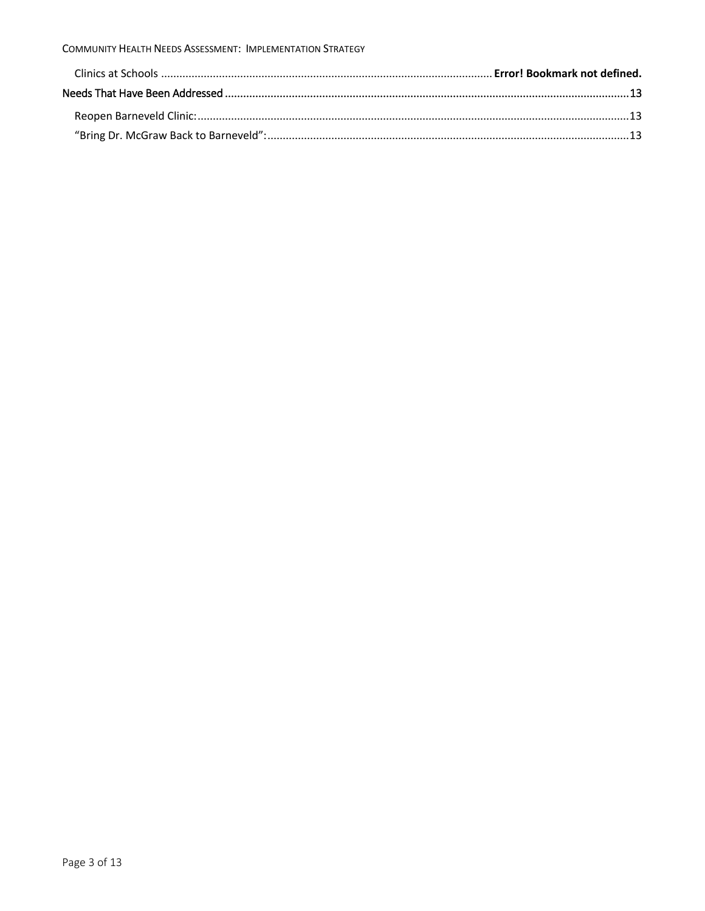Clinics at Schools ........................................................................................................ **Error! Bookmark not defined.**

Needs That Have Been Addressed ...................................................................................................................... 13

Reopen Barneveld Clinic: ......................................................................................................................... 13

"Bring Dr. McGraw Back to Barneveld": ................................................................................................... 13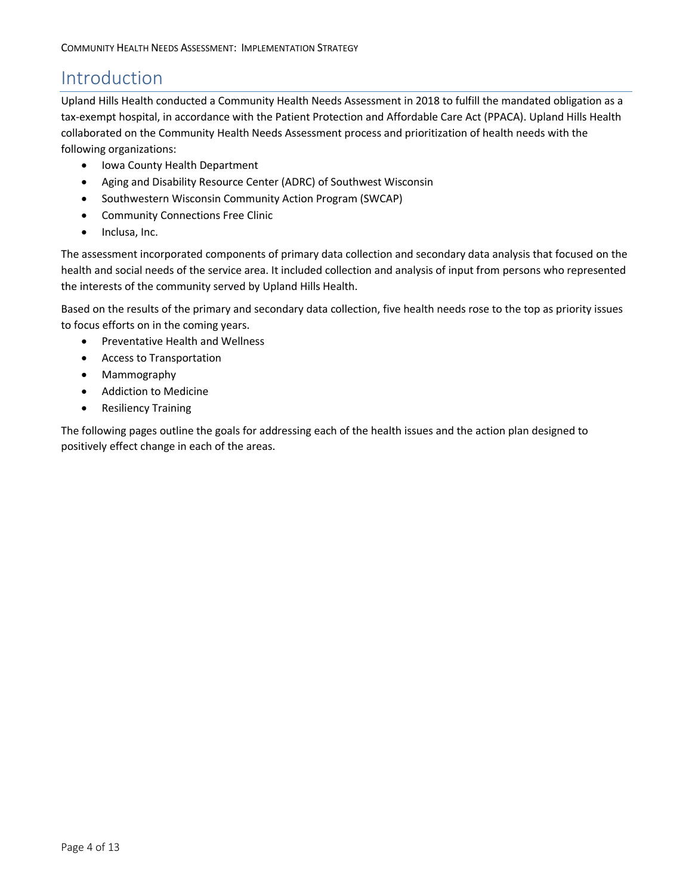# Introduction

Upland Hills Health conducted a Community Health Needs Assessment in 2018 to fulfill the mandated obligation as a tax-exempt hospital, in accordance with the Patient Protection and Affordable Care Act (PPACA). Upland Hills Health collaborated on the Community Health Needs Assessment process and prioritization of health needs with the following organizations:

- Iowa County Health Department
- Aging and Disability Resource Center (ADRC) of Southwest Wisconsin
- Southwestern Wisconsin Community Action Program (SWCAP)
- Community Connections Free Clinic
- Inclusa, Inc.

The assessment incorporated components of primary data collection and secondary data analysis that focused on the health and social needs of the service area. It included collection and analysis of input from persons who represented the interests of the community served by Upland Hills Health.

Based on the results of the primary and secondary data collection, five health needs rose to the top as priority issues to focus efforts on in the coming years.

- Preventative Health and Wellness
- Access to Transportation
- Mammography
- Addiction to Medicine
- Resiliency Training

The following pages outline the goals for addressing each of the health issues and the action plan designed to positively effect change in each of the areas.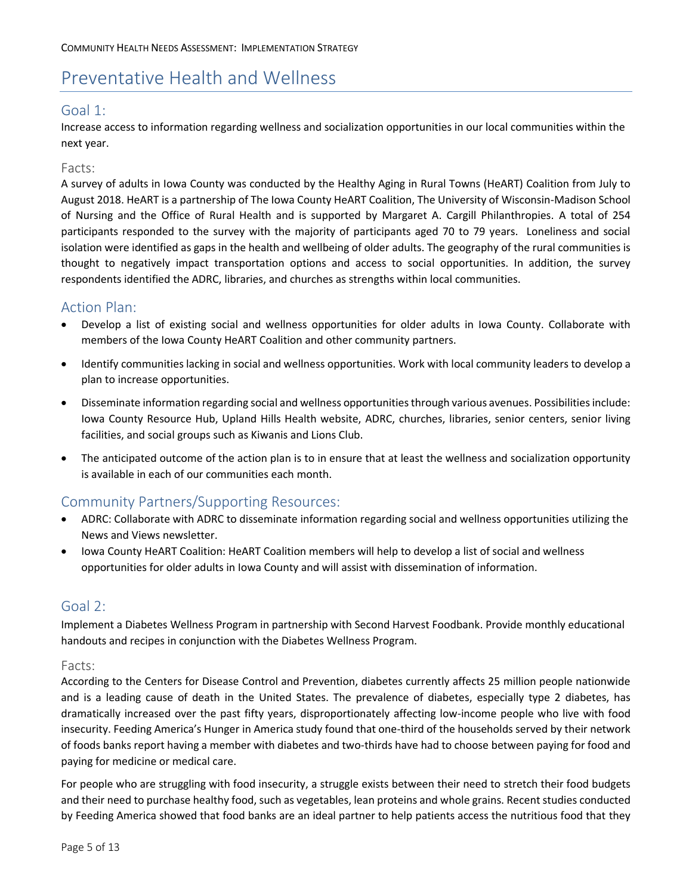# Preventative Health and Wellness

## Goal 1:

Increase access to information regarding wellness and socialization opportunities in our local communities within the next year.

### Facts:

A survey of adults in Iowa County was conducted by the Healthy Aging in Rural Towns (HeART) Coalition from July to August 2018. HeART is a partnership of The Iowa County HeART Coalition, The University of Wisconsin-Madison School of Nursing and the Office of Rural Health and is supported by Margaret A. Cargill Philanthropies. A total of 254 participants responded to the survey with the majority of participants aged 70 to 79 years. Loneliness and social isolation were identified as gaps in the health and wellbeing of older adults. The geography of the rural communities is thought to negatively impact transportation options and access to social opportunities. In addition, the survey respondents identified the ADRC, libraries, and churches as strengths within local communities.

## Action Plan:

- Develop a list of existing social and wellness opportunities for older adults in Iowa County. Collaborate with members of the Iowa County HeART Coalition and other community partners.
- Identify communities lacking in social and wellness opportunities. Work with local community leaders to develop a plan to increase opportunities.
- Disseminate information regarding social and wellness opportunities through various avenues. Possibilities include: Iowa County Resource Hub, Upland Hills Health website, ADRC, churches, libraries, senior centers, senior living facilities, and social groups such as Kiwanis and Lions Club.
- The anticipated outcome of the action plan is to in ensure that at least the wellness and socialization opportunity is available in each of our communities each month.

## Community Partners/Supporting Resources:

- ADRC: Collaborate with ADRC to disseminate information regarding social and wellness opportunities utilizing the News and Views newsletter.
- Iowa County HeART Coalition: HeART Coalition members will help to develop a list of social and wellness opportunities for older adults in Iowa County and will assist with dissemination of information.

## Goal 2:

Implement a Diabetes Wellness Program in partnership with Second Harvest Foodbank. Provide monthly educational handouts and recipes in conjunction with the Diabetes Wellness Program.

### Facts:

According to the Centers for Disease Control and Prevention, diabetes currently affects 25 million people nationwide and is a leading cause of death in the United States. The prevalence of diabetes, especially type 2 diabetes, has dramatically increased over the past fifty years, disproportionately affecting low-income people who live with food insecurity. Feeding America's Hunger in America study found that one-third of the households served by their network of foods banks report having a member with diabetes and two-thirds have had to choose between paying for food and paying for medicine or medical care.

For people who are struggling with food insecurity, a struggle exists between their need to stretch their food budgets and their need to purchase healthy food, such as vegetables, lean proteins and whole grains. Recent studies conducted by Feeding America showed that food banks are an ideal partner to help patients access the nutritious food that they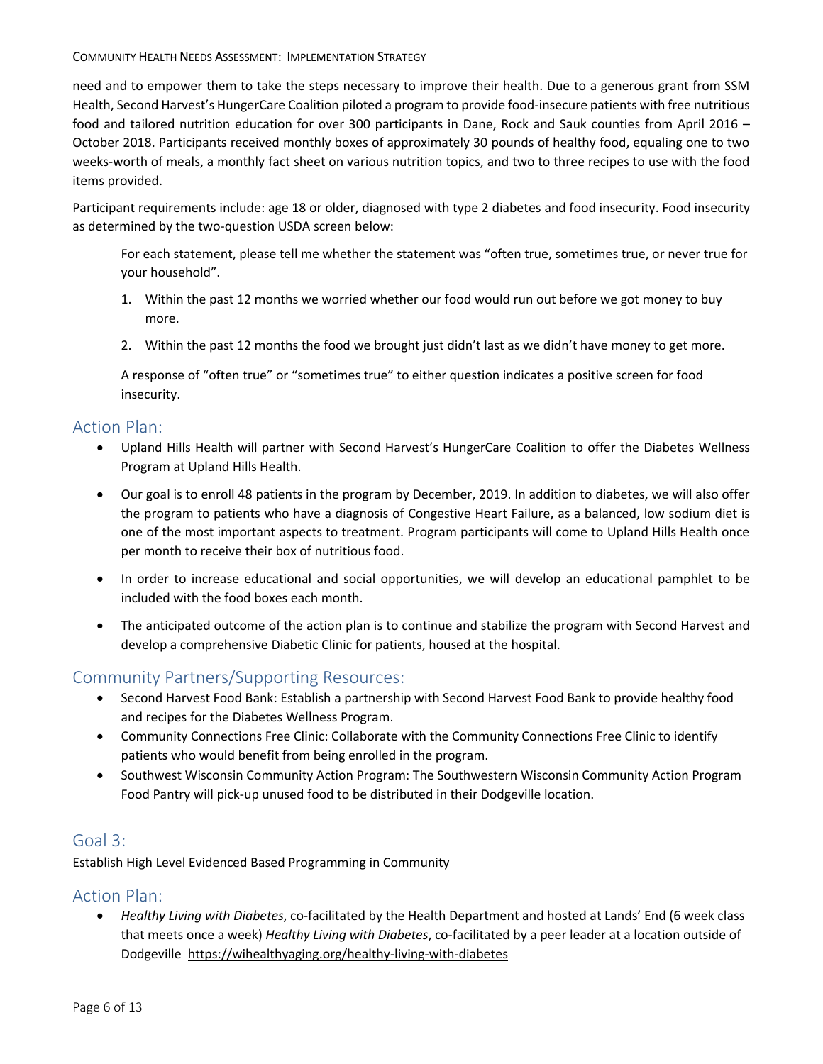need and to empower them to take the steps necessary to improve their health. Due to a generous grant from SSM Health, Second Harvest's HungerCare Coalition piloted a program to provide food-insecure patients with free nutritious food and tailored nutrition education for over 300 participants in Dane, Rock and Sauk counties from April 2016 – October 2018. Participants received monthly boxes of approximately 30 pounds of healthy food, equaling one to two weeks-worth of meals, a monthly fact sheet on various nutrition topics, and two to three recipes to use with the food items provided.

Participant requirements include: age 18 or older, diagnosed with type 2 diabetes and food insecurity. Food insecurity as determined by the two-question USDA screen below:

> For each statement, please tell me whether the statement was "often true, sometimes true, or never true for your household".
>
> 1. Within the past 12 months we worried whether our food would run out before we got money to buy more.
> 2. Within the past 12 months the food we brought just didn't last as we didn't have money to get more.
>
> A response of "often true" or "sometimes true" to either question indicates a positive screen for food insecurity.

## Action Plan:

- Upland Hills Health will partner with Second Harvest's HungerCare Coalition to offer the Diabetes Wellness Program at Upland Hills Health.
- Our goal is to enroll 48 patients in the program by December, 2019. In addition to diabetes, we will also offer the program to patients who have a diagnosis of Congestive Heart Failure, as a balanced, low sodium diet is one of the most important aspects to treatment. Program participants will come to Upland Hills Health once per month to receive their box of nutritious food.
- In order to increase educational and social opportunities, we will develop an educational pamphlet to be included with the food boxes each month.
- The anticipated outcome of the action plan is to continue and stabilize the program with Second Harvest and develop a comprehensive Diabetic Clinic for patients, housed at the hospital.

## Community Partners/Supporting Resources:

- Second Harvest Food Bank: Establish a partnership with Second Harvest Food Bank to provide healthy food and recipes for the Diabetes Wellness Program.
- Community Connections Free Clinic: Collaborate with the Community Connections Free Clinic to identify patients who would benefit from being enrolled in the program.
- Southwest Wisconsin Community Action Program: The Southwestern Wisconsin Community Action Program Food Pantry will pick-up unused food to be distributed in their Dodgeville location.

## Goal 3:

Establish High Level Evidenced Based Programming in Community

## Action Plan:

- *Healthy Living with Diabetes*, co-facilitated by the Health Department and hosted at Lands' End (6 week class that meets once a week) *Healthy Living with Diabetes*, co-facilitated by a peer leader at a location outside of Dodgeville https://wihealthyaging.org/healthy-living-with-diabetes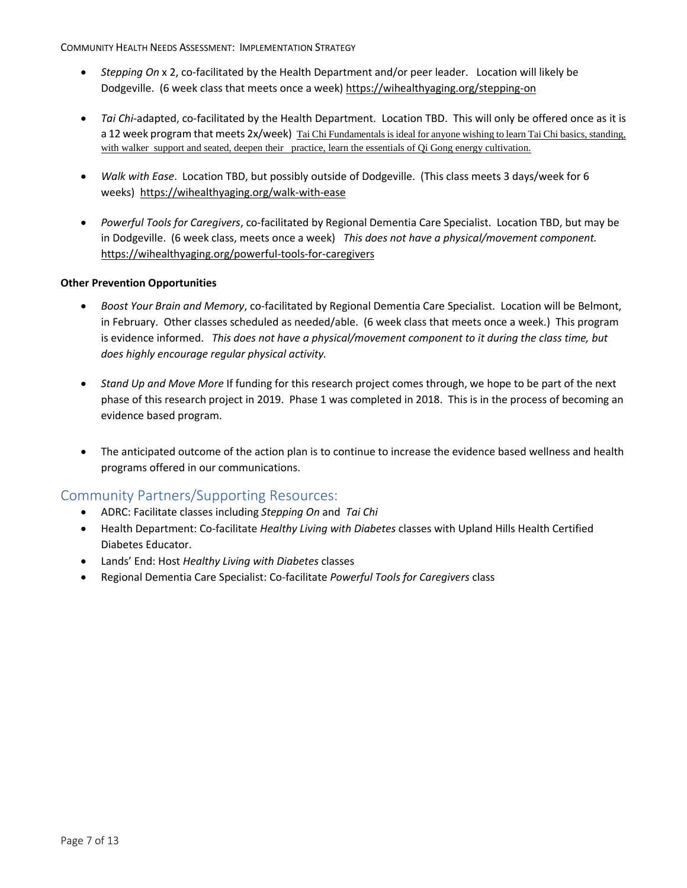- *Stepping On* x 2, co-facilitated by the Health Department and/or peer leader. Location will likely be Dodgeville. (6 week class that meets once a week) https://wihealthyaging.org/stepping-on

- *Tai Chi*-adapted, co-facilitated by the Health Department. Location TBD. This will only be offered once as it is a 12 week program that meets 2x/week) Tai Chi Fundamentals is ideal for anyone wishing to learn Tai Chi basics, standing, with walker support and seated, deepen their practice, learn the essentials of Qi Gong energy cultivation.

- *Walk with Ease*. Location TBD, but possibly outside of Dodgeville. (This class meets 3 days/week for 6 weeks) https://wihealthyaging.org/walk-with-ease

- *Powerful Tools for Caregivers*, co-facilitated by Regional Dementia Care Specialist. Location TBD, but may be in Dodgeville. (6 week class, meets once a week) *This does not have a physical/movement component.* https://wihealthyaging.org/powerful-tools-for-caregivers

**Other Prevention Opportunities**

- *Boost Your Brain and Memory*, co-facilitated by Regional Dementia Care Specialist. Location will be Belmont, in February. Other classes scheduled as needed/able. (6 week class that meets once a week.) This program is evidence informed. *This does not have a physical/movement component to it during the class time, but does highly encourage regular physical activity.*

- *Stand Up and Move More* If funding for this research project comes through, we hope to be part of the next phase of this research project in 2019. Phase 1 was completed in 2018. This is in the process of becoming an evidence based program.

- The anticipated outcome of the action plan is to continue to increase the evidence based wellness and health programs offered in our communications.

## Community Partners/Supporting Resources:

- ADRC: Facilitate classes including *Stepping On* and *Tai Chi*
- Health Department: Co-facilitate *Healthy Living with Diabetes* classes with Upland Hills Health Certified Diabetes Educator.
- Lands' End: Host *Healthy Living with Diabetes* classes
- Regional Dementia Care Specialist: Co-facilitate *Powerful Tools for Caregivers* class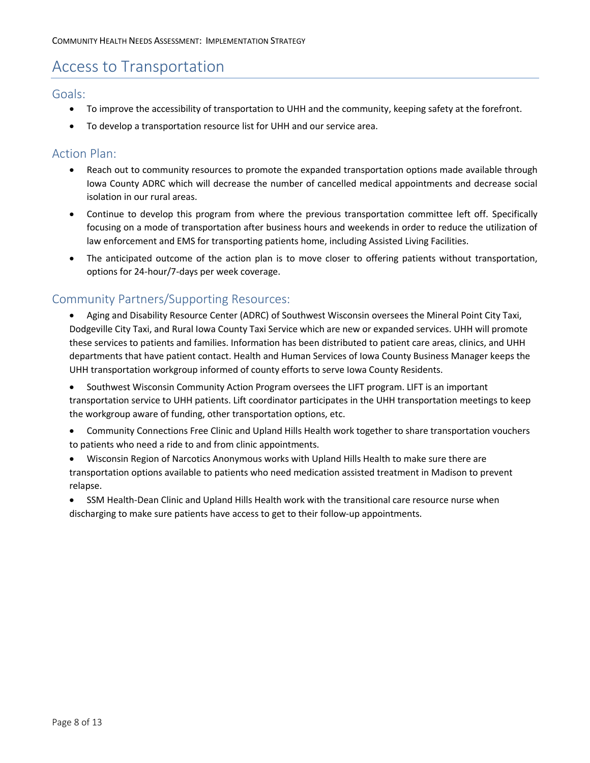# Access to Transportation

## Goals:

- To improve the accessibility of transportation to UHH and the community, keeping safety at the forefront.
- To develop a transportation resource list for UHH and our service area.

## Action Plan:

- Reach out to community resources to promote the expanded transportation options made available through Iowa County ADRC which will decrease the number of cancelled medical appointments and decrease social isolation in our rural areas.
- Continue to develop this program from where the previous transportation committee left off. Specifically focusing on a mode of transportation after business hours and weekends in order to reduce the utilization of law enforcement and EMS for transporting patients home, including Assisted Living Facilities.
- The anticipated outcome of the action plan is to move closer to offering patients without transportation, options for 24-hour/7-days per week coverage.

## Community Partners/Supporting Resources:

- Aging and Disability Resource Center (ADRC) of Southwest Wisconsin oversees the Mineral Point City Taxi, Dodgeville City Taxi, and Rural Iowa County Taxi Service which are new or expanded services. UHH will promote these services to patients and families. Information has been distributed to patient care areas, clinics, and UHH departments that have patient contact. Health and Human Services of Iowa County Business Manager keeps the UHH transportation workgroup informed of county efforts to serve Iowa County Residents.
- Southwest Wisconsin Community Action Program oversees the LIFT program. LIFT is an important transportation service to UHH patients. Lift coordinator participates in the UHH transportation meetings to keep the workgroup aware of funding, other transportation options, etc.
- Community Connections Free Clinic and Upland Hills Health work together to share transportation vouchers to patients who need a ride to and from clinic appointments.
- Wisconsin Region of Narcotics Anonymous works with Upland Hills Health to make sure there are transportation options available to patients who need medication assisted treatment in Madison to prevent relapse.
- SSM Health-Dean Clinic and Upland Hills Health work with the transitional care resource nurse when discharging to make sure patients have access to get to their follow-up appointments.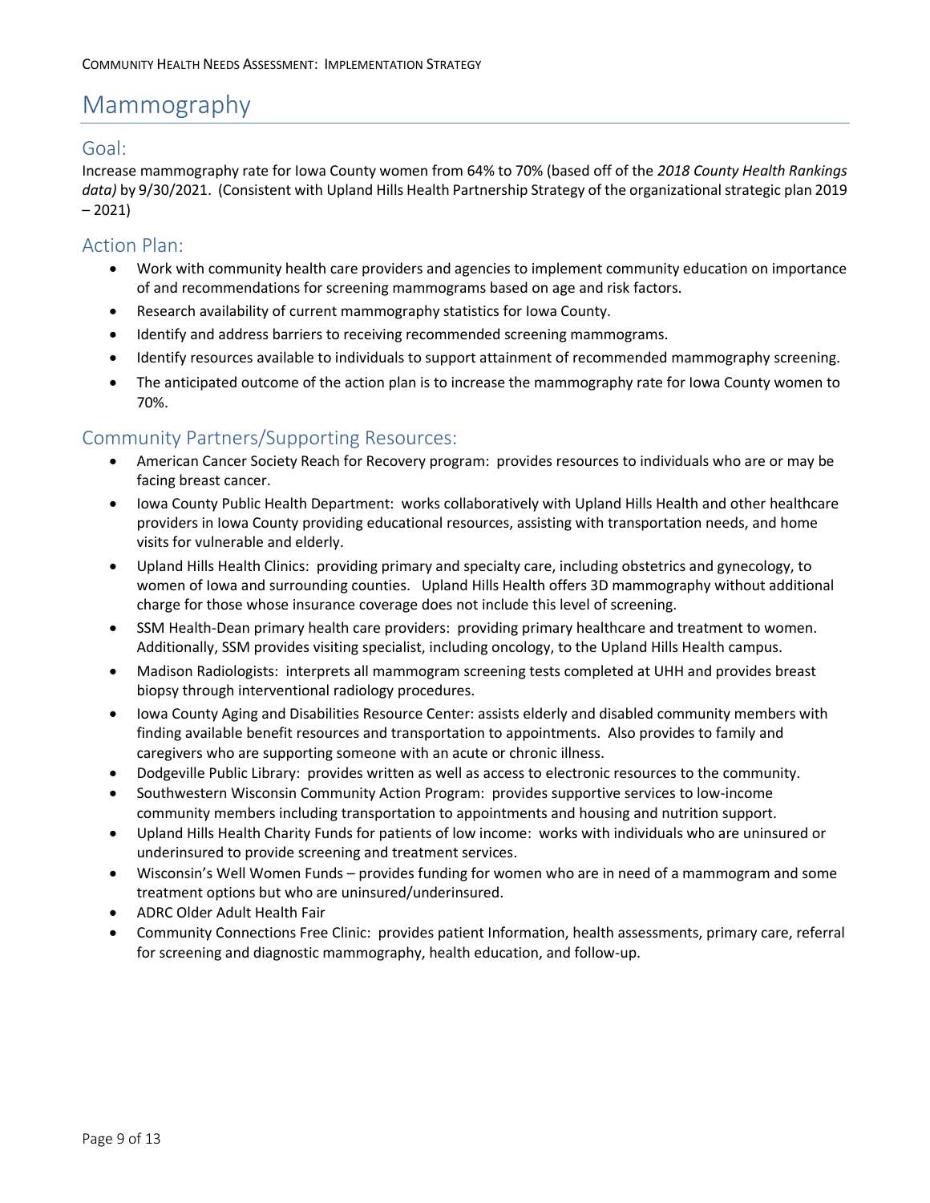# Mammography

## Goal:

Increase mammography rate for Iowa County women from 64% to 70% (based off of the *2018 County Health Rankings data)* by 9/30/2021. (Consistent with Upland Hills Health Partnership Strategy of the organizational strategic plan 2019 – 2021)

## Action Plan:

- Work with community health care providers and agencies to implement community education on importance of and recommendations for screening mammograms based on age and risk factors.
- Research availability of current mammography statistics for Iowa County.
- Identify and address barriers to receiving recommended screening mammograms.
- Identify resources available to individuals to support attainment of recommended mammography screening.
- The anticipated outcome of the action plan is to increase the mammography rate for Iowa County women to 70%.

## Community Partners/Supporting Resources:

- American Cancer Society Reach for Recovery program: provides resources to individuals who are or may be facing breast cancer.
- Iowa County Public Health Department: works collaboratively with Upland Hills Health and other healthcare providers in Iowa County providing educational resources, assisting with transportation needs, and home visits for vulnerable and elderly.
- Upland Hills Health Clinics: providing primary and specialty care, including obstetrics and gynecology, to women of Iowa and surrounding counties. Upland Hills Health offers 3D mammography without additional charge for those whose insurance coverage does not include this level of screening.
- SSM Health-Dean primary health care providers: providing primary healthcare and treatment to women. Additionally, SSM provides visiting specialist, including oncology, to the Upland Hills Health campus.
- Madison Radiologists: interprets all mammogram screening tests completed at UHH and provides breast biopsy through interventional radiology procedures.
- Iowa County Aging and Disabilities Resource Center: assists elderly and disabled community members with finding available benefit resources and transportation to appointments. Also provides to family and caregivers who are supporting someone with an acute or chronic illness.
- Dodgeville Public Library: provides written as well as access to electronic resources to the community.
- Southwestern Wisconsin Community Action Program: provides supportive services to low-income community members including transportation to appointments and housing and nutrition support.
- Upland Hills Health Charity Funds for patients of low income: works with individuals who are uninsured or underinsured to provide screening and treatment services.
- Wisconsin's Well Women Funds – provides funding for women who are in need of a mammogram and some treatment options but who are uninsured/underinsured.
- ADRC Older Adult Health Fair
- Community Connections Free Clinic: provides patient Information, health assessments, primary care, referral for screening and diagnostic mammography, health education, and follow-up.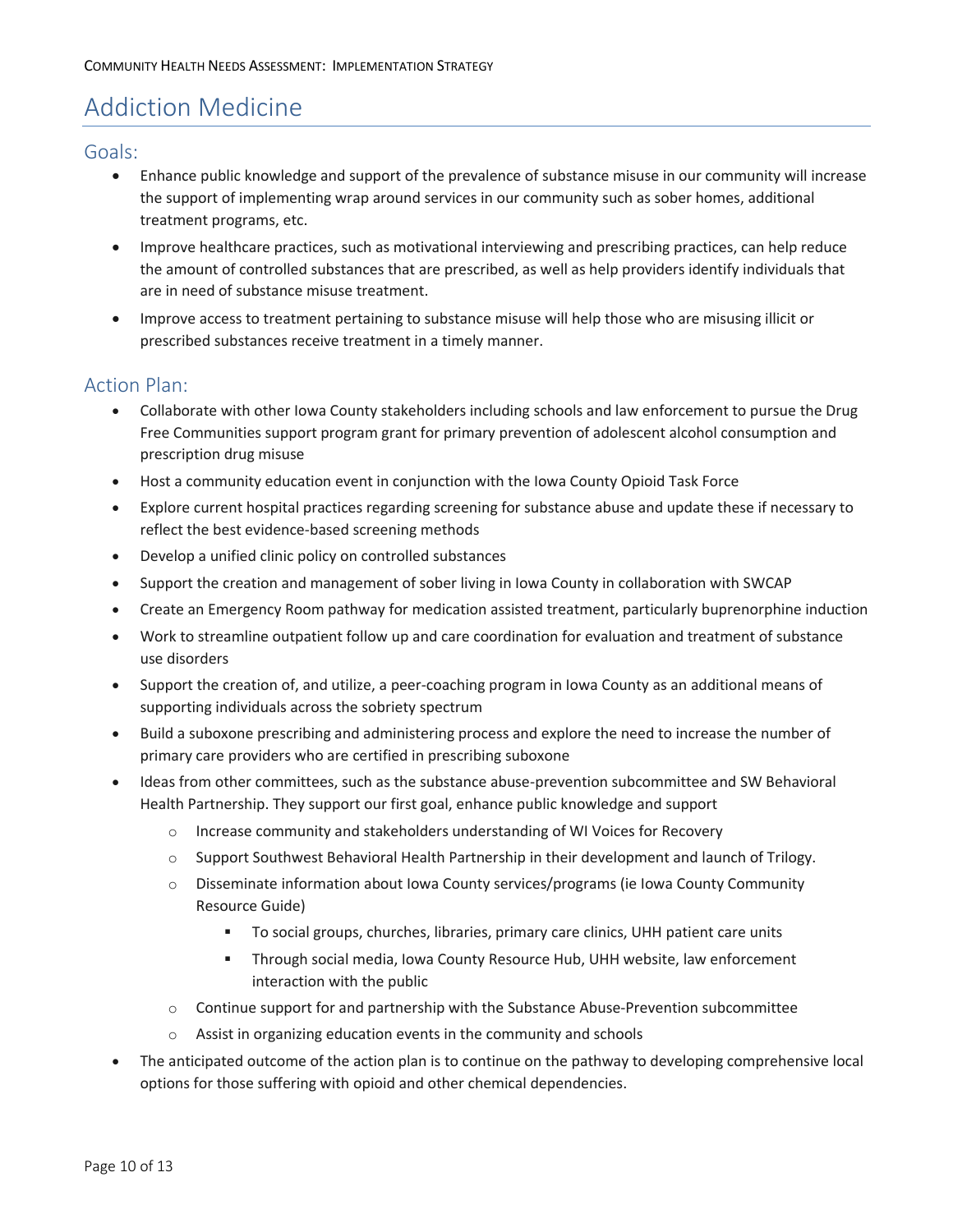# Addiction Medicine

## Goals:

- Enhance public knowledge and support of the prevalence of substance misuse in our community will increase the support of implementing wrap around services in our community such as sober homes, additional treatment programs, etc.
- Improve healthcare practices, such as motivational interviewing and prescribing practices, can help reduce the amount of controlled substances that are prescribed, as well as help providers identify individuals that are in need of substance misuse treatment.
- Improve access to treatment pertaining to substance misuse will help those who are misusing illicit or prescribed substances receive treatment in a timely manner.

## Action Plan:

- Collaborate with other Iowa County stakeholders including schools and law enforcement to pursue the Drug Free Communities support program grant for primary prevention of adolescent alcohol consumption and prescription drug misuse
- Host a community education event in conjunction with the Iowa County Opioid Task Force
- Explore current hospital practices regarding screening for substance abuse and update these if necessary to reflect the best evidence-based screening methods
- Develop a unified clinic policy on controlled substances
- Support the creation and management of sober living in Iowa County in collaboration with SWCAP
- Create an Emergency Room pathway for medication assisted treatment, particularly buprenorphine induction
- Work to streamline outpatient follow up and care coordination for evaluation and treatment of substance use disorders
- Support the creation of, and utilize, a peer-coaching program in Iowa County as an additional means of supporting individuals across the sobriety spectrum
- Build a suboxone prescribing and administering process and explore the need to increase the number of primary care providers who are certified in prescribing suboxone
- Ideas from other committees, such as the substance abuse-prevention subcommittee and SW Behavioral Health Partnership. They support our first goal, enhance public knowledge and support
  - Increase community and stakeholders understanding of WI Voices for Recovery
  - Support Southwest Behavioral Health Partnership in their development and launch of Trilogy.
  - Disseminate information about Iowa County services/programs (ie Iowa County Community Resource Guide)
    - To social groups, churches, libraries, primary care clinics, UHH patient care units
    - Through social media, Iowa County Resource Hub, UHH website, law enforcement interaction with the public
  - Continue support for and partnership with the Substance Abuse-Prevention subcommittee
  - Assist in organizing education events in the community and schools
- The anticipated outcome of the action plan is to continue on the pathway to developing comprehensive local options for those suffering with opioid and other chemical dependencies.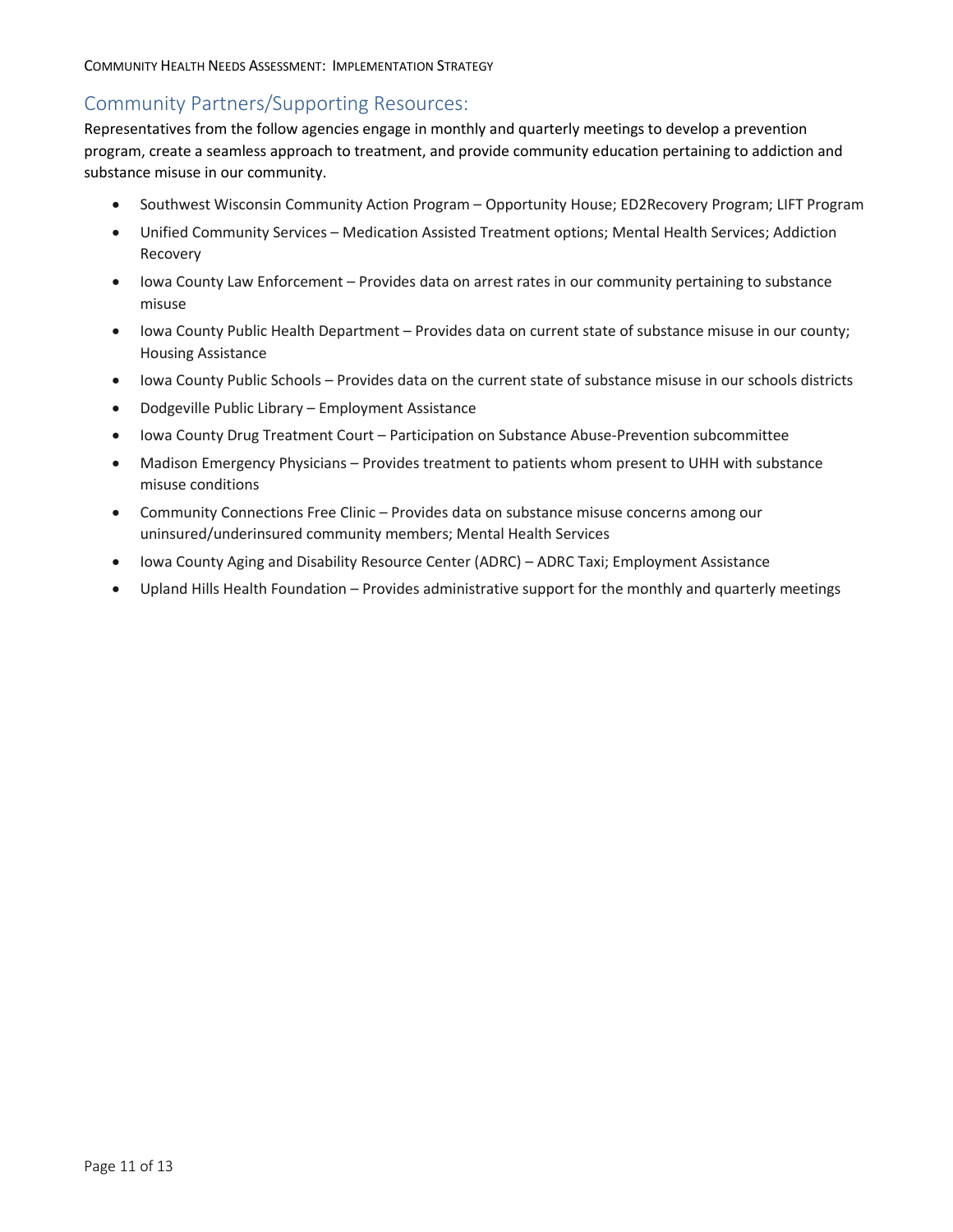## Community Partners/Supporting Resources:

Representatives from the follow agencies engage in monthly and quarterly meetings to develop a prevention program, create a seamless approach to treatment, and provide community education pertaining to addiction and substance misuse in our community.

- Southwest Wisconsin Community Action Program – Opportunity House; ED2Recovery Program; LIFT Program
- Unified Community Services – Medication Assisted Treatment options; Mental Health Services; Addiction Recovery
- Iowa County Law Enforcement – Provides data on arrest rates in our community pertaining to substance misuse
- Iowa County Public Health Department – Provides data on current state of substance misuse in our county; Housing Assistance
- Iowa County Public Schools – Provides data on the current state of substance misuse in our schools districts
- Dodgeville Public Library – Employment Assistance
- Iowa County Drug Treatment Court – Participation on Substance Abuse-Prevention subcommittee
- Madison Emergency Physicians – Provides treatment to patients whom present to UHH with substance misuse conditions
- Community Connections Free Clinic – Provides data on substance misuse concerns among our uninsured/underinsured community members; Mental Health Services
- Iowa County Aging and Disability Resource Center (ADRC) – ADRC Taxi; Employment Assistance
- Upland Hills Health Foundation – Provides administrative support for the monthly and quarterly meetings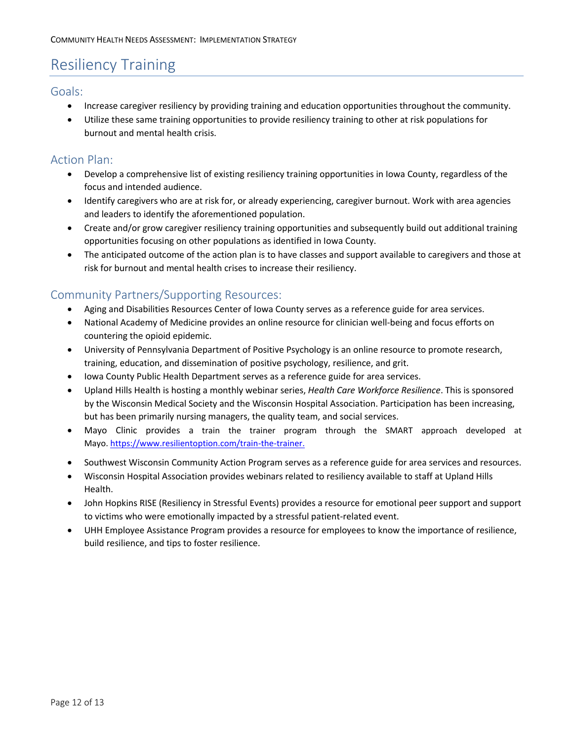# Resiliency Training

## Goals:

- Increase caregiver resiliency by providing training and education opportunities throughout the community.
- Utilize these same training opportunities to provide resiliency training to other at risk populations for burnout and mental health crisis.

## Action Plan:

- Develop a comprehensive list of existing resiliency training opportunities in Iowa County, regardless of the focus and intended audience.
- Identify caregivers who are at risk for, or already experiencing, caregiver burnout. Work with area agencies and leaders to identify the aforementioned population.
- Create and/or grow caregiver resiliency training opportunities and subsequently build out additional training opportunities focusing on other populations as identified in Iowa County.
- The anticipated outcome of the action plan is to have classes and support available to caregivers and those at risk for burnout and mental health crises to increase their resiliency.

## Community Partners/Supporting Resources:

- Aging and Disabilities Resources Center of Iowa County serves as a reference guide for area services.
- National Academy of Medicine provides an online resource for clinician well-being and focus efforts on countering the opioid epidemic.
- University of Pennsylvania Department of Positive Psychology is an online resource to promote research, training, education, and dissemination of positive psychology, resilience, and grit.
- Iowa County Public Health Department serves as a reference guide for area services.
- Upland Hills Health is hosting a monthly webinar series, *Health Care Workforce Resilience*. This is sponsored by the Wisconsin Medical Society and the Wisconsin Hospital Association. Participation has been increasing, but has been primarily nursing managers, the quality team, and social services.
- Mayo Clinic provides a train the trainer program through the SMART approach developed at Mayo. https://www.resilientoption.com/train-the-trainer.
- Southwest Wisconsin Community Action Program serves as a reference guide for area services and resources.
- Wisconsin Hospital Association provides webinars related to resiliency available to staff at Upland Hills Health.
- John Hopkins RISE (Resiliency in Stressful Events) provides a resource for emotional peer support and support to victims who were emotionally impacted by a stressful patient-related event.
- UHH Employee Assistance Program provides a resource for employees to know the importance of resilience, build resilience, and tips to foster resilience.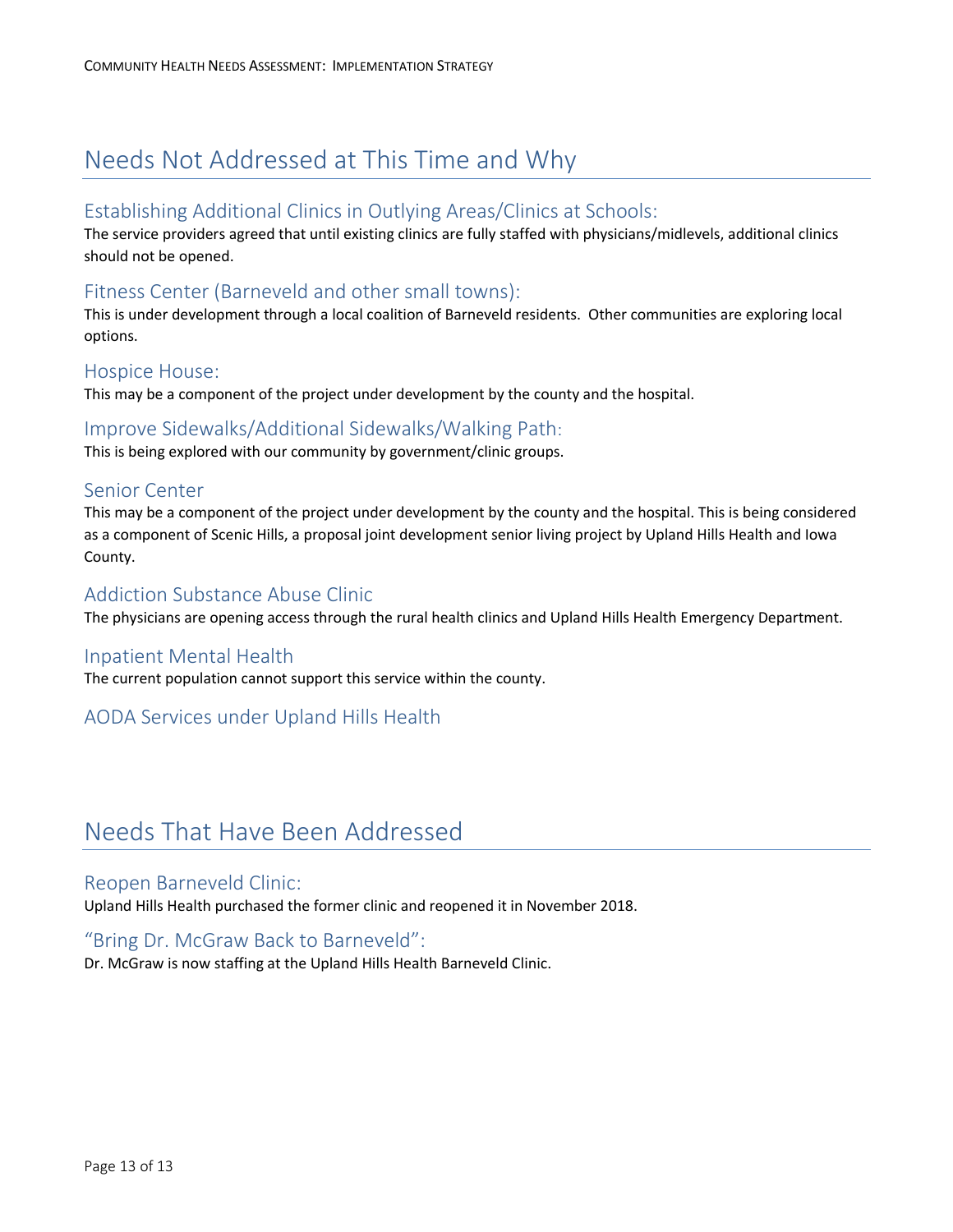# Needs Not Addressed at This Time and Why

## Establishing Additional Clinics in Outlying Areas/Clinics at Schools:

The service providers agreed that until existing clinics are fully staffed with physicians/midlevels, additional clinics should not be opened.

## Fitness Center (Barneveld and other small towns):

This is under development through a local coalition of Barneveld residents. Other communities are exploring local options.

## Hospice House:

This may be a component of the project under development by the county and the hospital.

## Improve Sidewalks/Additional Sidewalks/Walking Path:

This is being explored with our community by government/clinic groups.

## Senior Center

This may be a component of the project under development by the county and the hospital. This is being considered as a component of Scenic Hills, a proposal joint development senior living project by Upland Hills Health and Iowa County.

## Addiction Substance Abuse Clinic

The physicians are opening access through the rural health clinics and Upland Hills Health Emergency Department.

## Inpatient Mental Health

The current population cannot support this service within the county.

## AODA Services under Upland Hills Health

# Needs That Have Been Addressed

## Reopen Barneveld Clinic:

Upland Hills Health purchased the former clinic and reopened it in November 2018.

## "Bring Dr. McGraw Back to Barneveld":

Dr. McGraw is now staffing at the Upland Hills Health Barneveld Clinic.